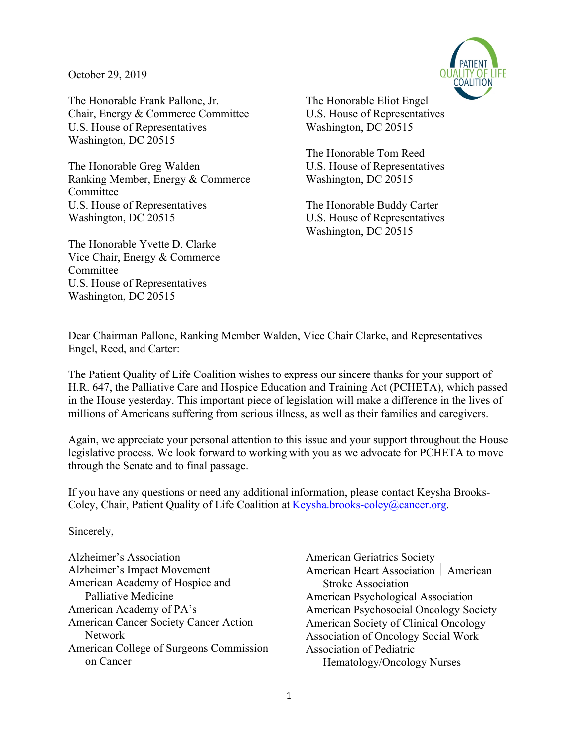October 29, 2019

The Honorable Frank Pallone, Jr.
Chair, Energy & Commerce Committee
U.S. House of Representatives
Washington, DC 20515

The Honorable Greg Walden
Ranking Member, Energy & Commerce Committee
U.S. House of Representatives
Washington, DC 20515

The Honorable Yvette D. Clarke
Vice Chair, Energy & Commerce Committee
U.S. House of Representatives
Washington, DC 20515

The Honorable Eliot Engel
U.S. House of Representatives
Washington, DC 20515

The Honorable Tom Reed
U.S. House of Representatives
Washington, DC 20515

The Honorable Buddy Carter
U.S. House of Representatives
Washington, DC 20515

Dear Chairman Pallone, Ranking Member Walden, Vice Chair Clarke, and Representatives Engel, Reed, and Carter:

The Patient Quality of Life Coalition wishes to express our sincere thanks for your support of H.R. 647, the Palliative Care and Hospice Education and Training Act (PCHETA), which passed in the House yesterday. This important piece of legislation will make a difference in the lives of millions of Americans suffering from serious illness, as well as their families and caregivers.

Again, we appreciate your personal attention to this issue and your support throughout the House legislative process. We look forward to working with you as we advocate for PCHETA to move through the Senate and to final passage.

If you have any questions or need any additional information, please contact Keysha Brooks-Coley, Chair, Patient Quality of Life Coalition at Keysha.brooks-coley@cancer.org.

Sincerely,

Alzheimer's Association
Alzheimer's Impact Movement
American Academy of Hospice and Palliative Medicine
American Academy of PA's
American Cancer Society Cancer Action Network
American College of Surgeons Commission on Cancer
American Geriatrics Society
American Heart Association | American Stroke Association
American Psychological Association
American Psychosocial Oncology Society
American Society of Clinical Oncology
Association of Oncology Social Work
Association of Pediatric Hematology/Oncology Nurses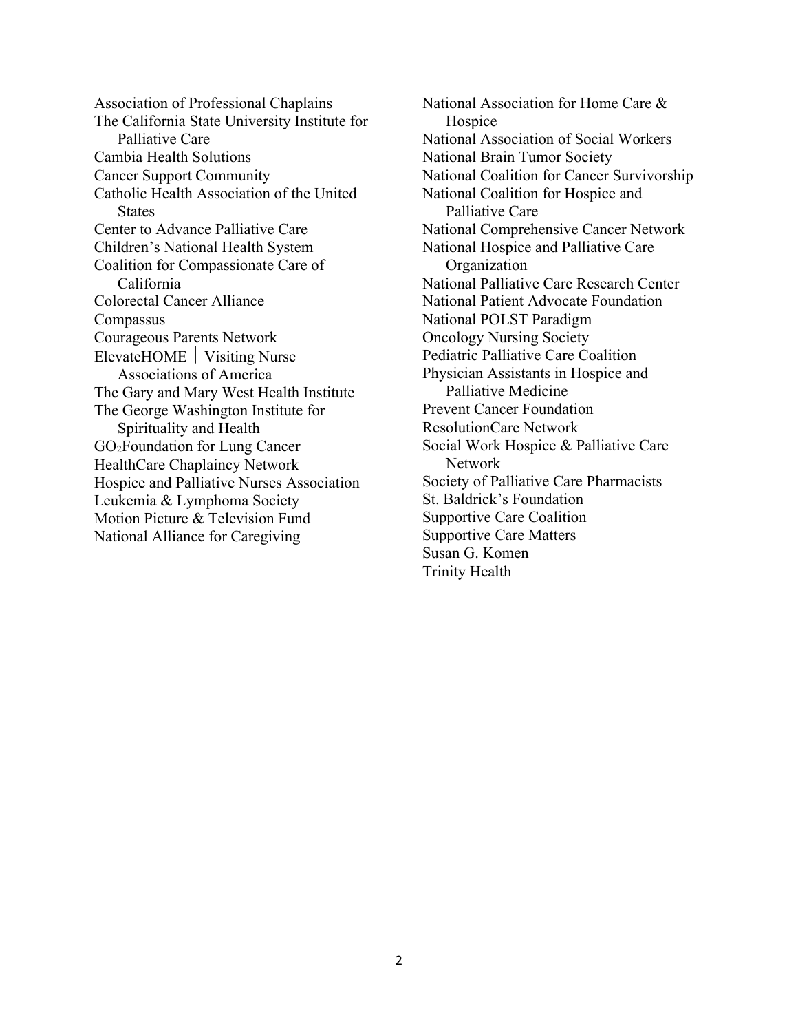Association of Professional Chaplains
The California State University Institute for Palliative Care
Cambia Health Solutions
Cancer Support Community
Catholic Health Association of the United States
Center to Advance Palliative Care
Children's National Health System
Coalition for Compassionate Care of California
Colorectal Cancer Alliance
Compassus
Courageous Parents Network
ElevateHOME | Visiting Nurse Associations of America
The Gary and Mary West Health Institute
The George Washington Institute for Spirituality and Health
$GO_2$Foundation for Lung Cancer
HealthCare Chaplaincy Network
Hospice and Palliative Nurses Association
Leukemia & Lymphoma Society
Motion Picture & Television Fund
National Alliance for Caregiving
National Association for Home Care & Hospice
National Association of Social Workers
National Brain Tumor Society
National Coalition for Cancer Survivorship
National Coalition for Hospice and Palliative Care
National Comprehensive Cancer Network
National Hospice and Palliative Care Organization
National Palliative Care Research Center
National Patient Advocate Foundation
National POLST Paradigm
Oncology Nursing Society
Pediatric Palliative Care Coalition
Physician Assistants in Hospice and Palliative Medicine
Prevent Cancer Foundation
ResolutionCare Network
Social Work Hospice & Palliative Care Network
Society of Palliative Care Pharmacists
St. Baldrick's Foundation
Supportive Care Coalition
Supportive Care Matters
Susan G. Komen
Trinity Health